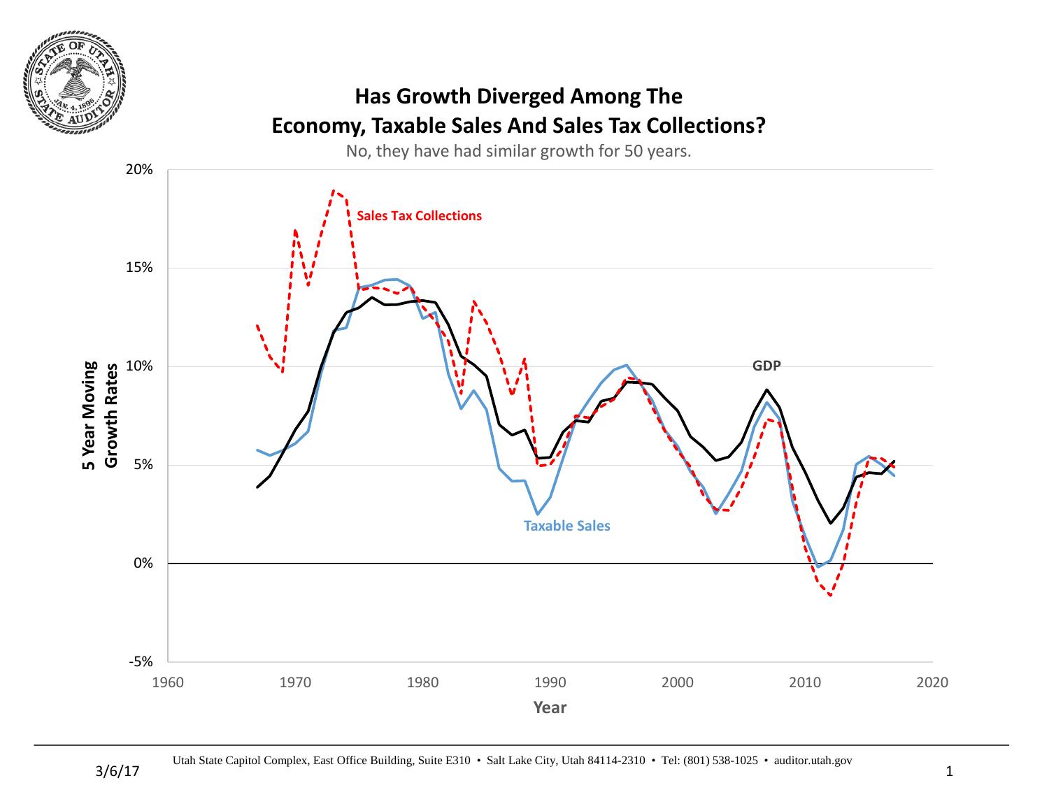# Has Growth Diverged Among The Economy, Taxable Sales And Sales Tax Collections?

No, they have had similar growth for 50 years.

5 Year Moving Growth Rates

20%
15%
10%
5%
0%
-5%

1960 1970 1980 1990 2000 2010 2020

Year

Sales Tax Collections

GDP

Taxable Sales

Utah State Capitol Complex, East Office Building, Suite E310 • Salt Lake City, Utah 84114-2310 • Tel: (801) 538-1025 • auditor.utah.gov

3/6/17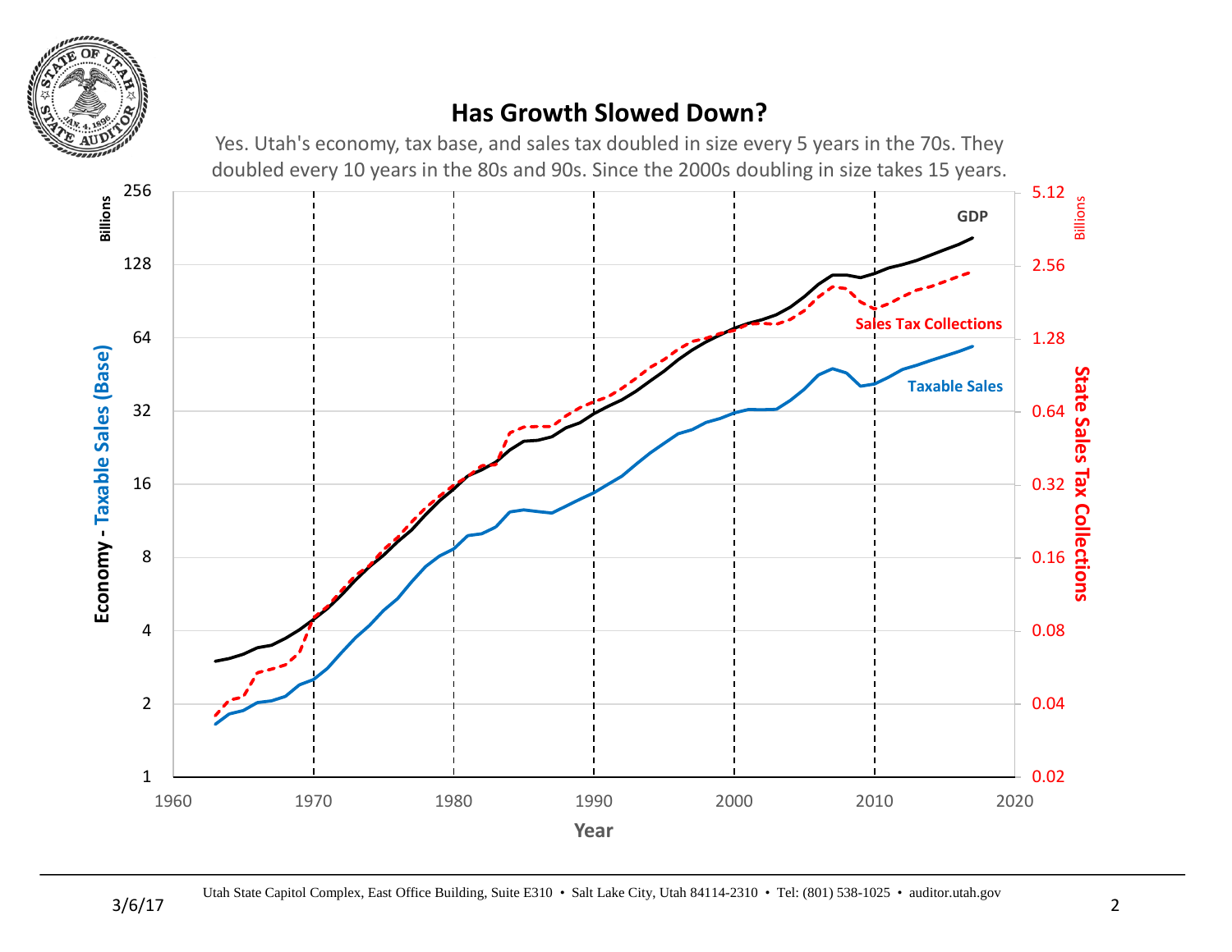# Has Growth Slowed Down?

Yes. Utah's economy, tax base, and sales tax doubled in size every 5 years in the 70s. They doubled every 10 years in the 80s and 90s. Since the 2000s doubling in size takes 15 years.

Utah State Capitol Complex, East Office Building, Suite E310 • Salt Lake City, Utah 84114-2310 • Tel: (801) 538-1025 • auditor.utah.gov

3/6/17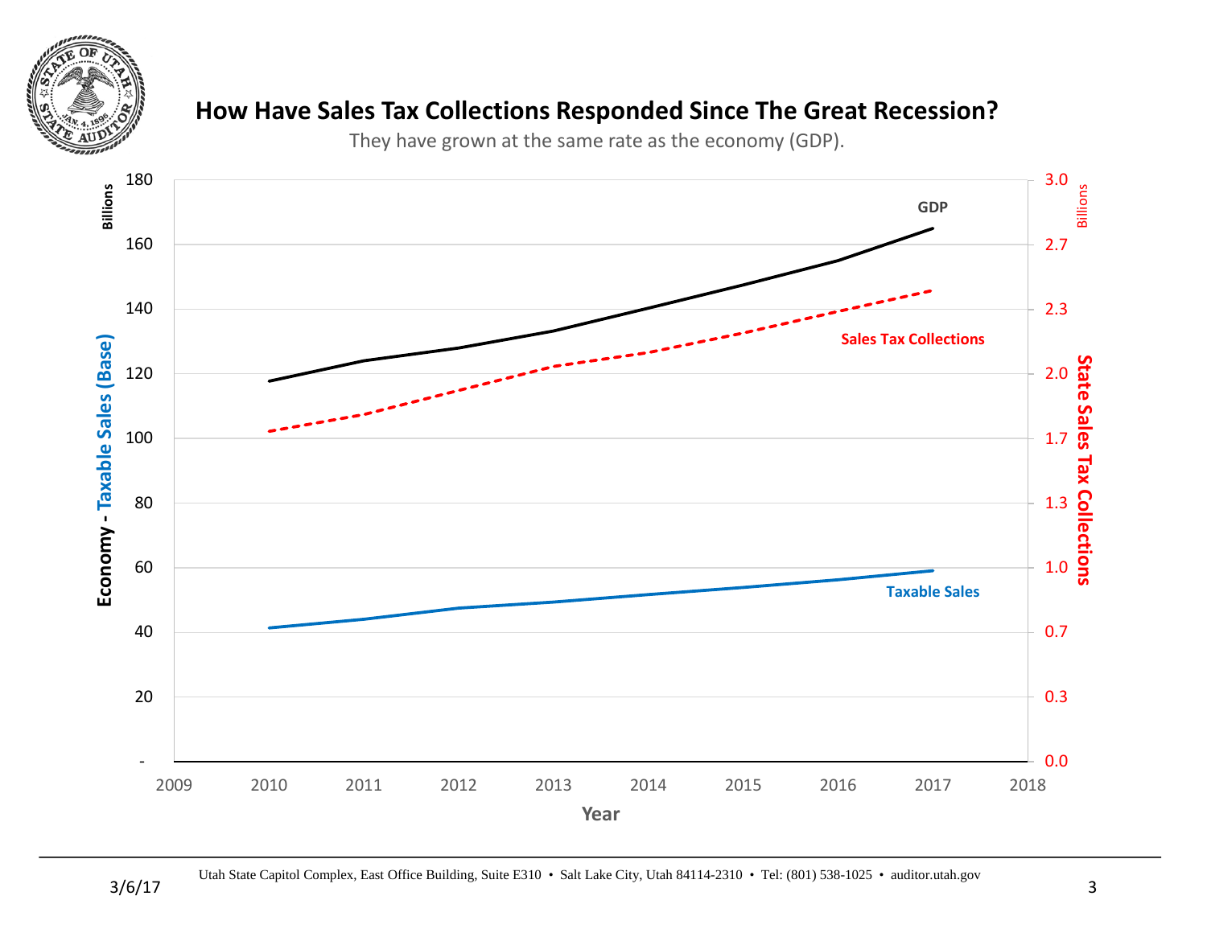## How Have Sales Tax Collections Responded Since The Great Recession?

They have grown at the same rate as the economy (GDP).

Utah State Capitol Complex, East Office Building, Suite E310 • Salt Lake City, Utah 84114-2310 • Tel: (801) 538-1025 • auditor.utah.gov

3/6/17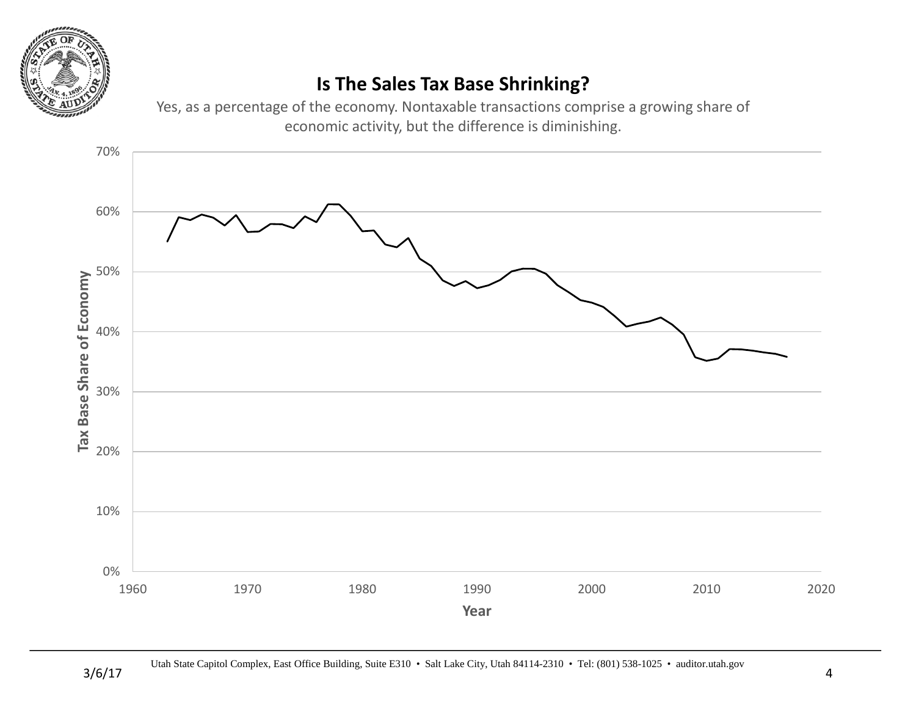# Is The Sales Tax Base Shrinking?

Yes, as a percentage of the economy. Nontaxable transactions comprise a growing share of economic activity, but the difference is diminishing.

Tax Base Share of Economy

70%
60%
50%
40%
30%
20%
10%
0%

1960 1970 1980 1990 2000 2010 2020

Year

Utah State Capitol Complex, East Office Building, Suite E310 • Salt Lake City, Utah 84114-2310 • Tel: (801) 538-1025 • auditor.utah.gov

3/6/17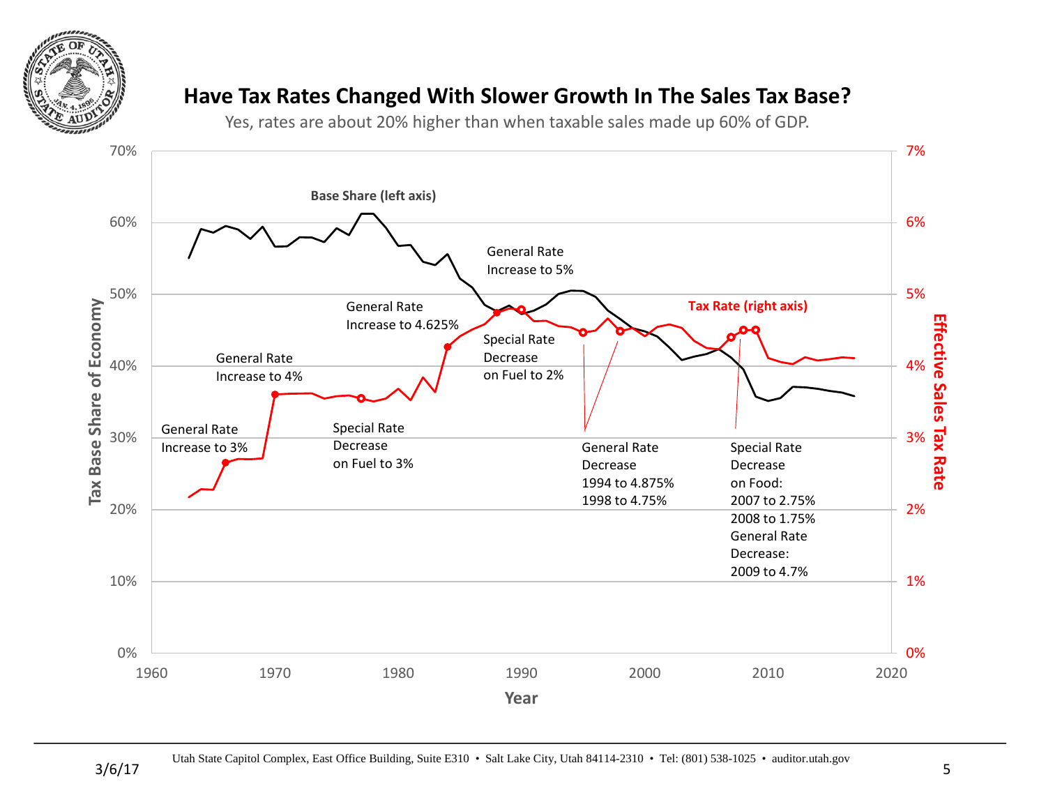# Have Tax Rates Changed With Slower Growth In The Sales Tax Base?

Yes, rates are about 20% higher than when taxable sales made up 60% of GDP.

Base Share (left axis)

Tax Rate (right axis)

General Rate Increase to 3%

General Rate Increase to 4%

Special Rate Decrease on Fuel to 3%

General Rate Increase to 4.625%

General Rate Increase to 5%

Special Rate Decrease on Fuel to 2%

General Rate Decrease
1994 to 4.875%
1998 to 4.75%

Special Rate Decrease on Food:
2007 to 2.75%
2008 to 1.75%
General Rate Decrease:
2009 to 4.7%

Tax Base Share of Economy

Effective Sales Tax Rate

Year

Utah State Capitol Complex, East Office Building, Suite E310 • Salt Lake City, Utah 84114-2310 • Tel: (801) 538-1025 • auditor.utah.gov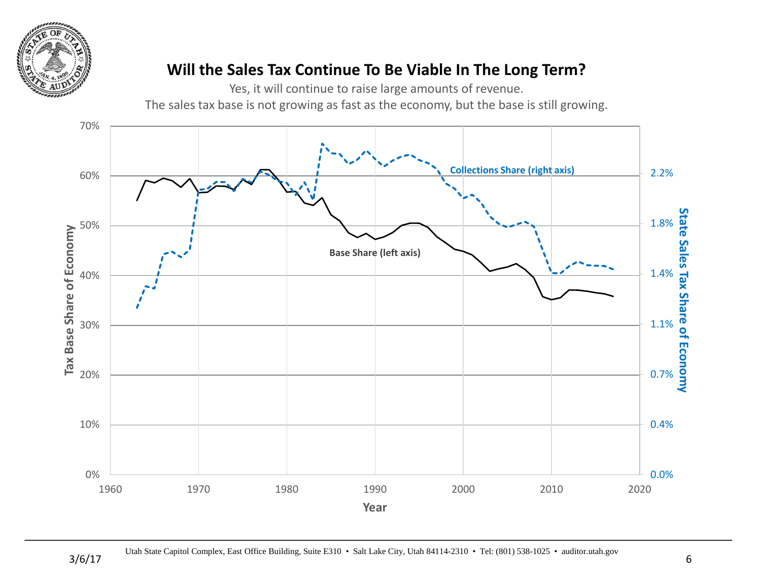# Will the Sales Tax Continue To Be Viable In The Long Term?

Yes, it will continue to raise large amounts of revenue.

The sales tax base is not growing as fast as the economy, but the base is still growing.

Collections Share (right axis)

Base Share (left axis)

Tax Base Share of Economy

State Sales Tax Share of Economy

Year

Utah State Capitol Complex, East Office Building, Suite E310 • Salt Lake City, Utah 84114-2310 • Tel: (801) 538-1025 • auditor.utah.gov

3/6/17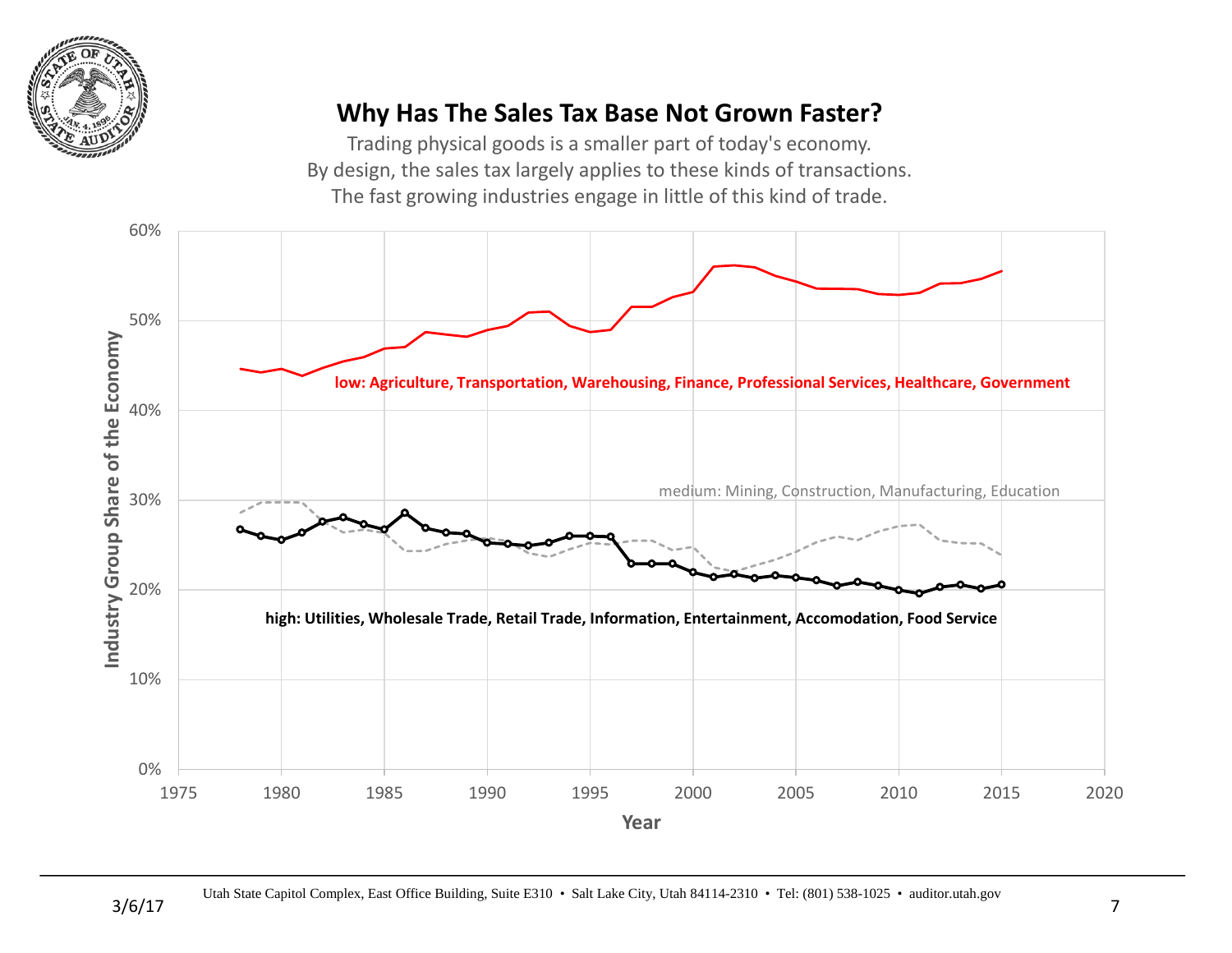# Why Has The Sales Tax Base Not Grown Faster?

Trading physical goods is a smaller part of today's economy.
By design, the sales tax largely applies to these kinds of transactions.
The fast growing industries engage in little of this kind of trade.

Industry Group Share of the Economy

60%, 50%, 40%, 30%, 20%, 10%, 0%

**low: Agriculture, Transportation, Warehousing, Finance, Professional Services, Healthcare, Government**

medium: Mining, Construction, Manufacturing, Education

**high: Utilities, Wholesale Trade, Retail Trade, Information, Entertainment, Accomodation, Food Service**

1975, 1980, 1985, 1990, 1995, 2000, 2005, 2010, 2015, 2020

**Year**

Utah State Capitol Complex, East Office Building, Suite E310 • Salt Lake City, Utah 84114-2310 • Tel: (801) 538-1025 • auditor.utah.gov

3/6/17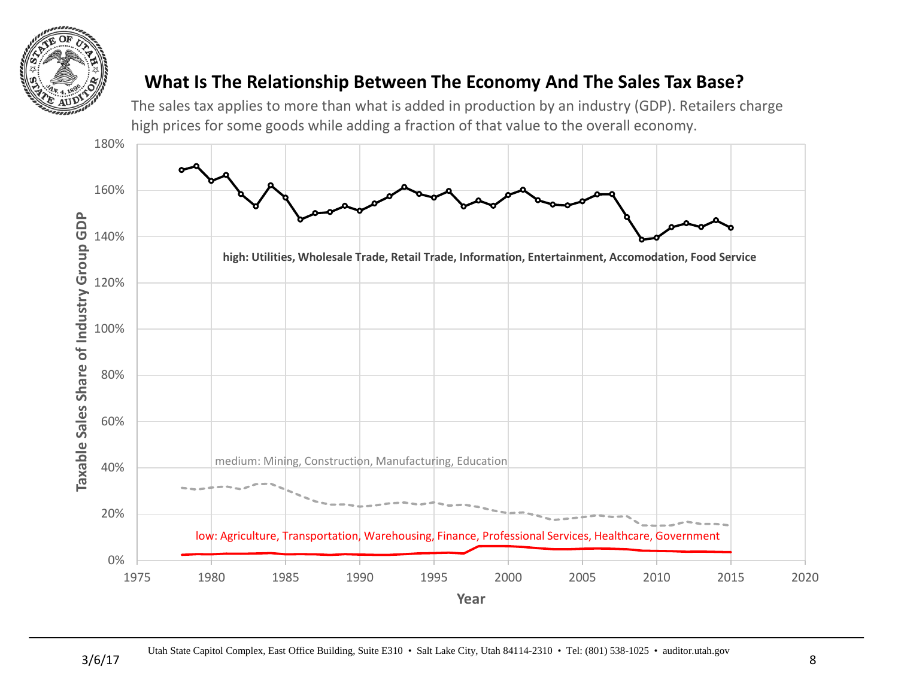## What Is The Relationship Between The Economy And The Sales Tax Base?

The sales tax applies to more than what is added in production by an industry (GDP). Retailers charge high prices for some goods while adding a fraction of that value to the overall economy.

Taxable Sales Share of Industry Group GDP

high: Utilities, Wholesale Trade, Retail Trade, Information, Entertainment, Accomodation, Food Service

medium: Mining, Construction, Manufacturing, Education

low: Agriculture, Transportation, Warehousing, Finance, Professional Services, Healthcare, Government

Year

3/6/17

Utah State Capitol Complex, East Office Building, Suite E310 • Salt Lake City, Utah 84114-2310 • Tel: (801) 538-1025 • auditor.utah.gov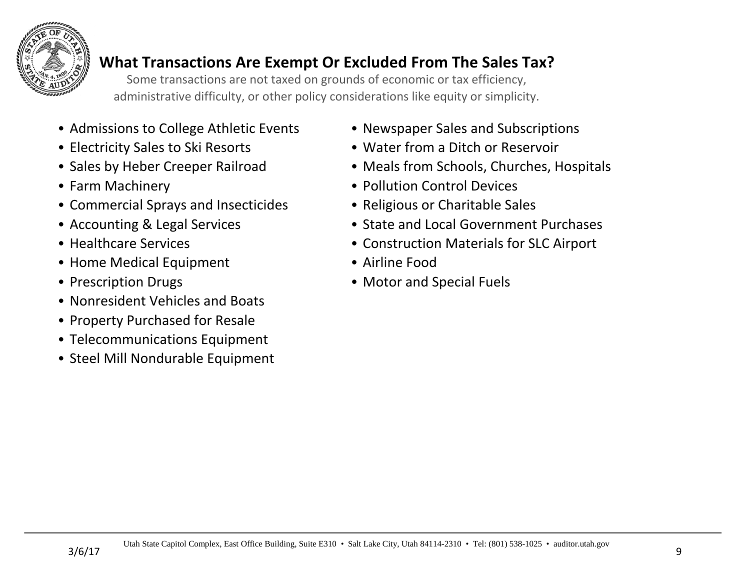## What Transactions Are Exempt Or Excluded From The Sales Tax?

Some transactions are not taxed on grounds of economic or tax efficiency, administrative difficulty, or other policy considerations like equity or simplicity.

- Admissions to College Athletic Events
- Electricity Sales to Ski Resorts
- Sales by Heber Creeper Railroad
- Farm Machinery
- Commercial Sprays and Insecticides
- Accounting & Legal Services
- Healthcare Services
- Home Medical Equipment
- Prescription Drugs
- Nonresident Vehicles and Boats
- Property Purchased for Resale
- Telecommunications Equipment
- Steel Mill Nondurable Equipment
- Newspaper Sales and Subscriptions
- Water from a Ditch or Reservoir
- Meals from Schools, Churches, Hospitals
- Pollution Control Devices
- Religious or Charitable Sales
- State and Local Government Purchases
- Construction Materials for SLC Airport
- Airline Food
- Motor and Special Fuels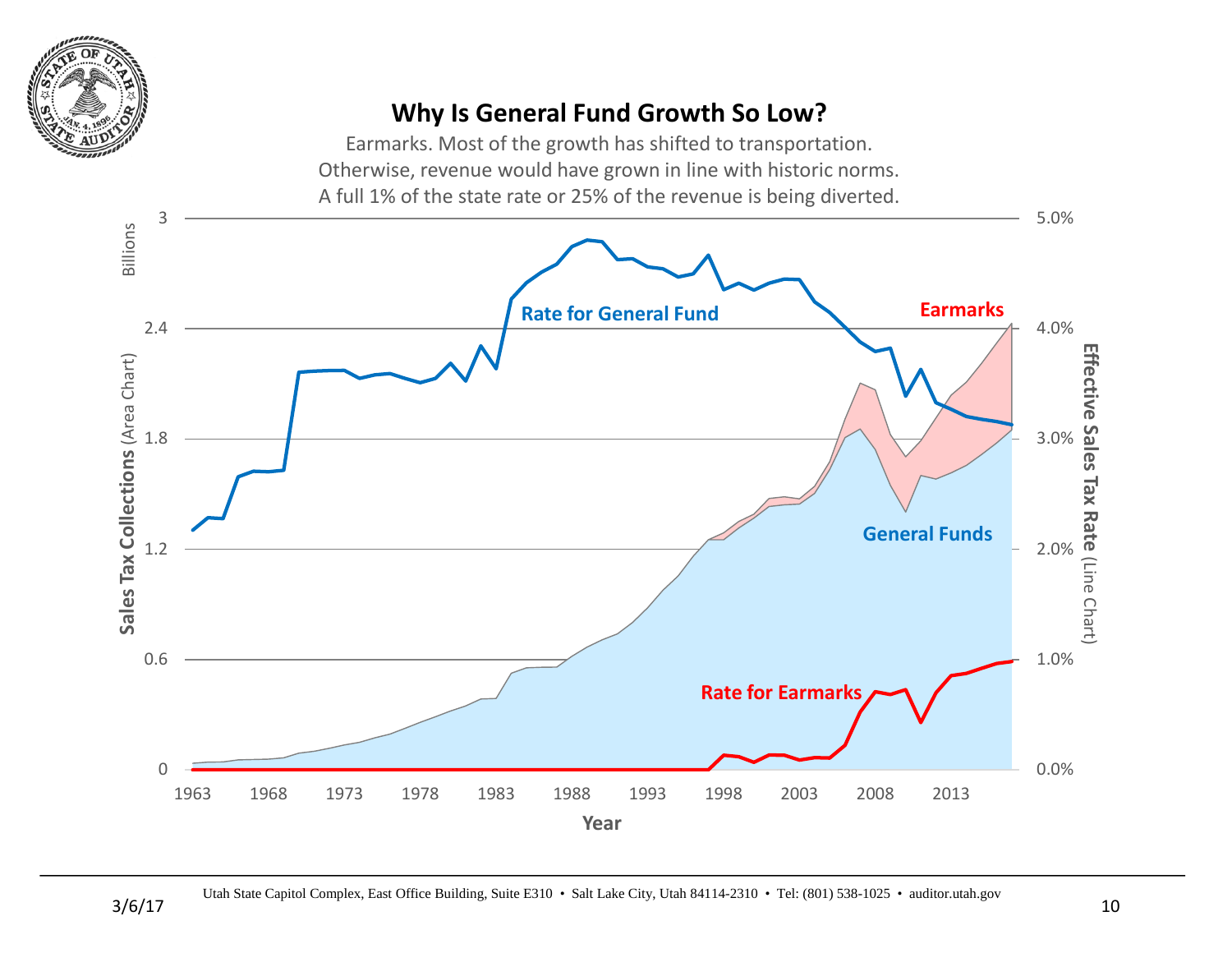## Why Is General Fund Growth So Low?

Earmarks. Most of the growth has shifted to transportation.
Otherwise, revenue would have grown in line with historic norms.
A full 1% of the state rate or 25% of the revenue is being diverted.

Sales Tax Collections (Area Chart) — Billions

Effective Sales Tax Rate (Line Chart)

Rate for General Fund

Earmarks

General Funds

Rate for Earmarks

Year

Utah State Capitol Complex, East Office Building, Suite E310 • Salt Lake City, Utah 84114-2310 • Tel: (801) 538-1025 • auditor.utah.gov

3/6/17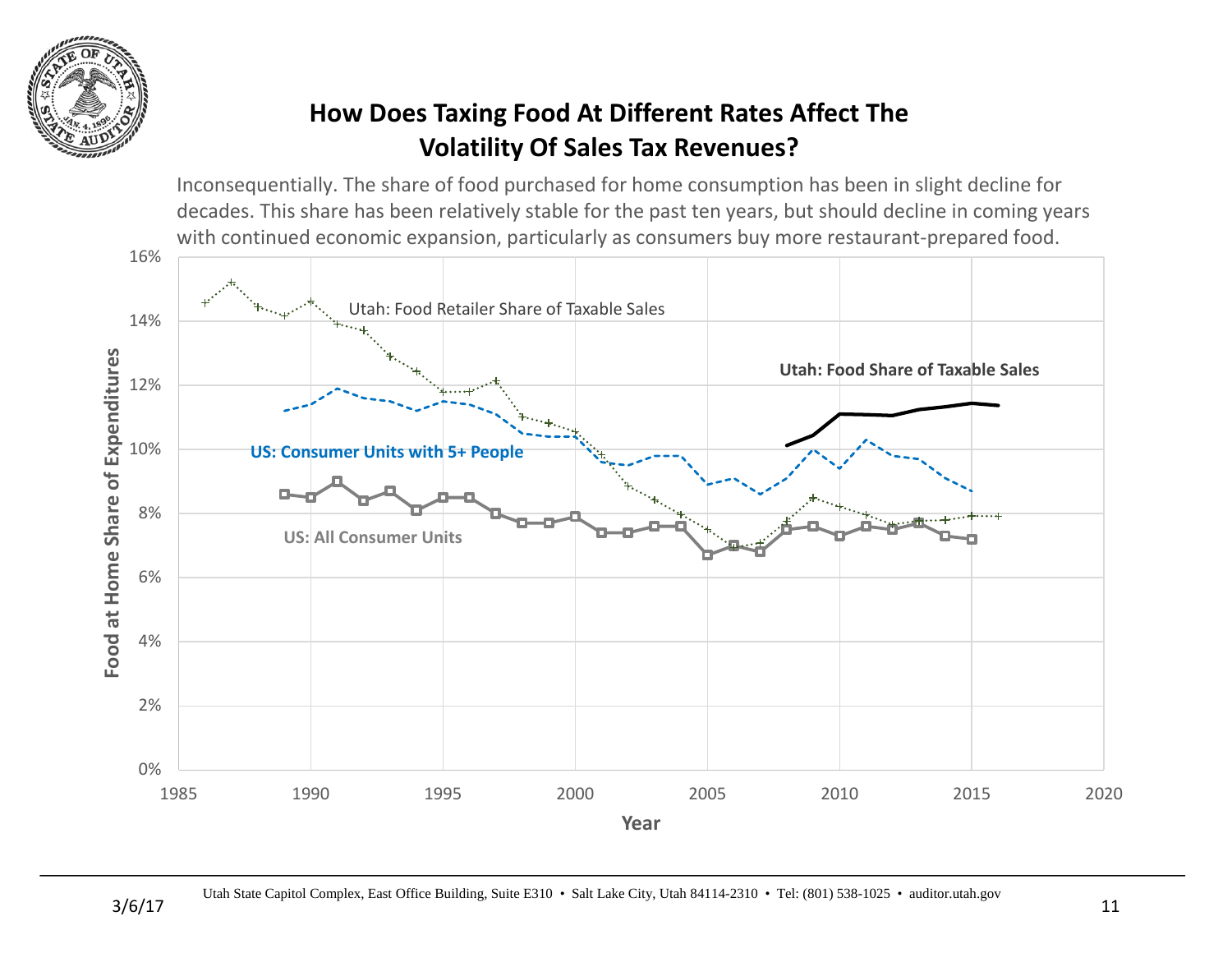# How Does Taxing Food At Different Rates Affect The Volatility Of Sales Tax Revenues?

Inconsequentially. The share of food purchased for home consumption has been in slight decline for decades. This share has been relatively stable for the past ten years, but should decline in coming years with continued economic expansion, particularly as consumers buy more restaurant-prepared food.

Utah: Food Retailer Share of Taxable Sales

**Utah: Food Share of Taxable Sales**

**US: Consumer Units with 5+ People**

**US: All Consumer Units**

Food at Home Share of Expenditures

Year

Utah State Capitol Complex, East Office Building, Suite E310 • Salt Lake City, Utah 84114-2310 • Tel: (801) 538-1025 • auditor.utah.gov

3/6/17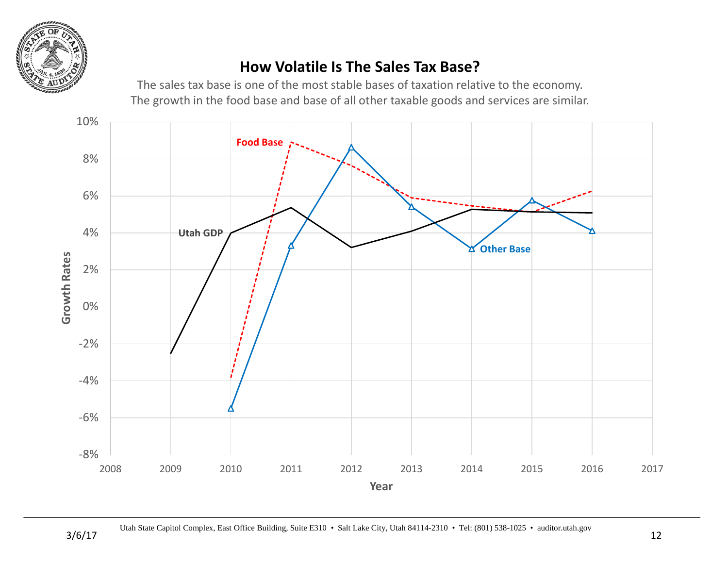## How Volatile Is The Sales Tax Base?

The sales tax base is one of the most stable bases of taxation relative to the economy. The growth in the food base and base of all other taxable goods and services are similar.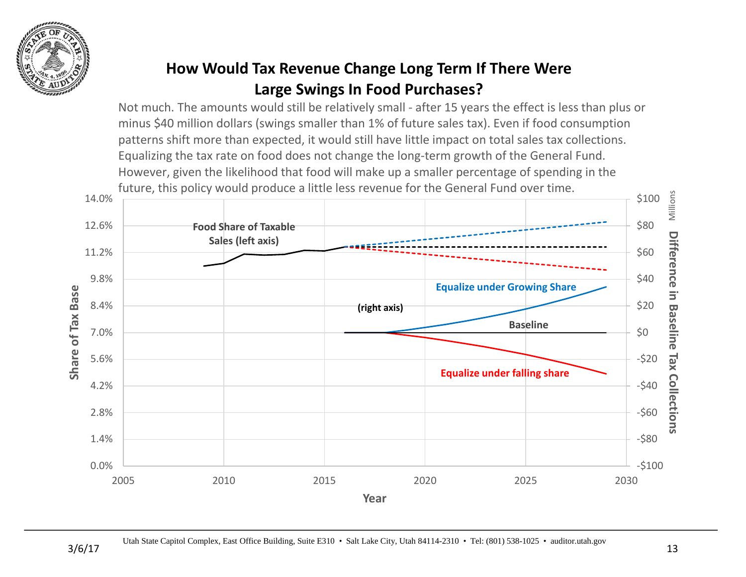## How Would Tax Revenue Change Long Term If There Were Large Swings In Food Purchases?

Not much. The amounts would still be relatively small - after 15 years the effect is less than plus or minus $40 million dollars (swings smaller than 1% of future sales tax). Even if food consumption patterns shift more than expected, it would still have little impact on total sales tax collections. Equalizing the tax rate on food does not change the long-term growth of the General Fund. However, given the likelihood that food will make up a smaller percentage of spending in the future, this policy would produce a little less revenue for the General Fund over time.

Food Share of Taxable Sales (left axis)

Equalize under Growing Share

(right axis)

Baseline

Equalize under falling share

Share of Tax Base

14.0%
12.6%
11.2%
9.8%
8.4%
7.0%
5.6%
4.2%
2.8%
1.4%
0.0%

Difference in Baseline Tax Collections

Millions

$100
$80
$60
$40
$20
$0
-$20
-$40
-$60
-$80
-$100

Year

2005
2010
2015
2020
2025
2030

Utah State Capitol Complex, East Office Building, Suite E310 • Salt Lake City, Utah 84114-2310 • Tel: (801) 538-1025 • auditor.utah.gov

3/6/17